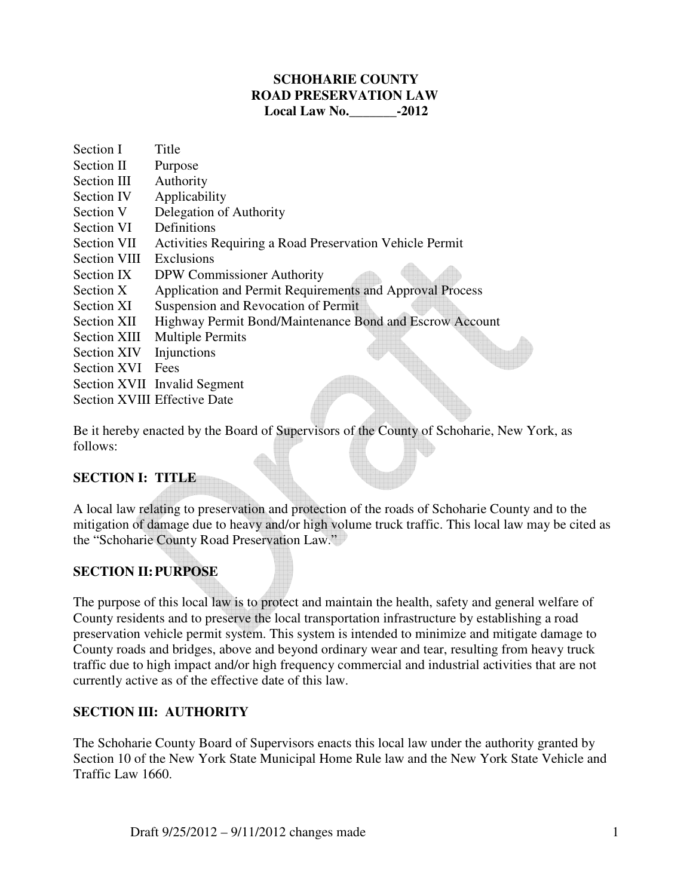# SCHOHARIE COUNTY
# ROAD PRESERVATION LAW
## Local Law No._______-2012

| | |
|---|---|
| Section I | Title |
| Section II | Purpose |
| Section III | Authority |
| Section IV | Applicability |
| Section V | Delegation of Authority |
| Section VI | Definitions |
| Section VII | Activities Requiring a Road Preservation Vehicle Permit |
| Section VIII | Exclusions |
| Section IX | DPW Commissioner Authority |
| Section X | Application and Permit Requirements and Approval Process |
| Section XI | Suspension and Revocation of Permit |
| Section XII | Highway Permit Bond/Maintenance Bond and Escrow Account |
| Section XIII | Multiple Permits |
| Section XIV | Injunctions |
| Section XVI | Fees |
| Section XVII | Invalid Segment |
| Section XVIII | Effective Date |

Be it hereby enacted by the Board of Supervisors of the County of Schoharie, New York, as follows:

## SECTION I: TITLE

A local law relating to preservation and protection of the roads of Schoharie County and to the mitigation of damage due to heavy and/or high volume truck traffic. This local law may be cited as the "Schoharie County Road Preservation Law."

## SECTION II: PURPOSE

The purpose of this local law is to protect and maintain the health, safety and general welfare of County residents and to preserve the local transportation infrastructure by establishing a road preservation vehicle permit system. This system is intended to minimize and mitigate damage to County roads and bridges, above and beyond ordinary wear and tear, resulting from heavy truck traffic due to high impact and/or high frequency commercial and industrial activities that are not currently active as of the effective date of this law.

## SECTION III: AUTHORITY

The Schoharie County Board of Supervisors enacts this local law under the authority granted by Section 10 of the New York State Municipal Home Rule law and the New York State Vehicle and Traffic Law 1660.

Draft 9/25/2012 – 9/11/2012 changes made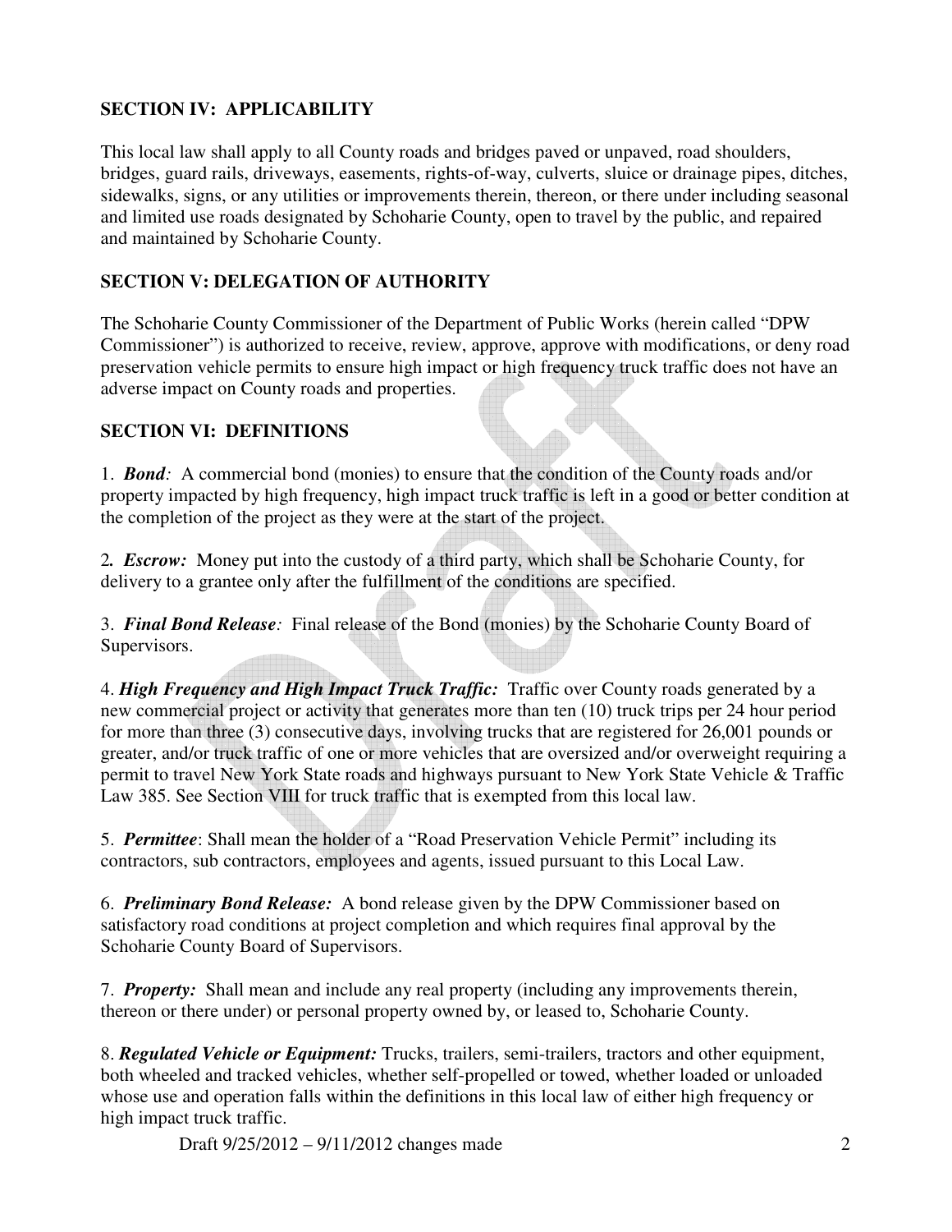## SECTION IV: APPLICABILITY

This local law shall apply to all County roads and bridges paved or unpaved, road shoulders, bridges, guard rails, driveways, easements, rights-of-way, culverts, sluice or drainage pipes, ditches, sidewalks, signs, or any utilities or improvements therein, thereon, or there under including seasonal and limited use roads designated by Schoharie County, open to travel by the public, and repaired and maintained by Schoharie County.

## SECTION V: DELEGATION OF AUTHORITY

The Schoharie County Commissioner of the Department of Public Works (herein called "DPW Commissioner") is authorized to receive, review, approve, approve with modifications, or deny road preservation vehicle permits to ensure high impact or high frequency truck traffic does not have an adverse impact on County roads and properties.

## SECTION VI: DEFINITIONS

1. ***Bond**:* A commercial bond (monies) to ensure that the condition of the County roads and/or property impacted by high frequency, high impact truck traffic is left in a good or better condition at the completion of the project as they were at the start of the project.

2. ***Escrow:*** Money put into the custody of a third party, which shall be Schoharie County, for delivery to a grantee only after the fulfillment of the conditions are specified.

3. ***Final Bond Release**:* Final release of the Bond (monies) by the Schoharie County Board of Supervisors.

4. ***High Frequency and High Impact Truck Traffic:*** Traffic over County roads generated by a new commercial project or activity that generates more than ten (10) truck trips per 24 hour period for more than three (3) consecutive days, involving trucks that are registered for 26,001 pounds or greater, and/or truck traffic of one or more vehicles that are oversized and/or overweight requiring a permit to travel New York State roads and highways pursuant to New York State Vehicle & Traffic Law 385. See Section VIII for truck traffic that is exempted from this local law.

5. ***Permittee***: Shall mean the holder of a "Road Preservation Vehicle Permit" including its contractors, sub contractors, employees and agents, issued pursuant to this Local Law.

6. ***Preliminary Bond Release:*** A bond release given by the DPW Commissioner based on satisfactory road conditions at project completion and which requires final approval by the Schoharie County Board of Supervisors.

7. ***Property:*** Shall mean and include any real property (including any improvements therein, thereon or there under) or personal property owned by, or leased to, Schoharie County.

8. ***Regulated Vehicle or Equipment:*** Trucks, trailers, semi-trailers, tractors and other equipment, both wheeled and tracked vehicles, whether self-propelled or towed, whether loaded or unloaded whose use and operation falls within the definitions in this local law of either high frequency or high impact truck traffic.

Draft 9/25/2012 – 9/11/2012 changes made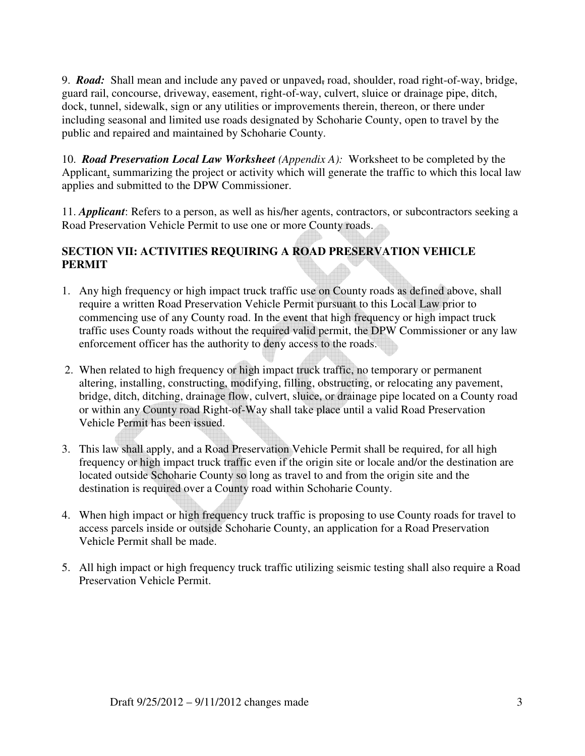9. ***Road:*** Shall mean and include any paved or unpaved, road, shoulder, road right-of-way, bridge, guard rail, concourse, driveway, easement, right-of-way, culvert, sluice or drainage pipe, ditch, dock, tunnel, sidewalk, sign or any utilities or improvements therein, thereon, or there under including seasonal and limited use roads designated by Schoharie County, open to travel by the public and repaired and maintained by Schoharie County.

10. ***Road Preservation Local Law Worksheet*** *(Appendix A):* Worksheet to be completed by the Applicant, summarizing the project or activity which will generate the traffic to which this local law applies and submitted to the DPW Commissioner.

11. ***Applicant***: Refers to a person, as well as his/her agents, contractors, or subcontractors seeking a Road Preservation Vehicle Permit to use one or more County roads.

## SECTION VII: ACTIVITIES REQUIRING A ROAD PRESERVATION VEHICLE PERMIT

1. Any high frequency or high impact truck traffic use on County roads as defined above, shall require a written Road Preservation Vehicle Permit pursuant to this Local Law prior to commencing use of any County road. In the event that high frequency or high impact truck traffic uses County roads without the required valid permit, the DPW Commissioner or any law enforcement officer has the authority to deny access to the roads.

2. When related to high frequency or high impact truck traffic, no temporary or permanent altering, installing, constructing, modifying, filling, obstructing, or relocating any pavement, bridge, ditch, ditching, drainage flow, culvert, sluice, or drainage pipe located on a County road or within any County road Right-of-Way shall take place until a valid Road Preservation Vehicle Permit has been issued.

3. This law shall apply, and a Road Preservation Vehicle Permit shall be required, for all high frequency or high impact truck traffic even if the origin site or locale and/or the destination are located outside Schoharie County so long as travel to and from the origin site and the destination is required over a County road within Schoharie County.

4. When high impact or high frequency truck traffic is proposing to use County roads for travel to access parcels inside or outside Schoharie County, an application for a Road Preservation Vehicle Permit shall be made.

5. All high impact or high frequency truck traffic utilizing seismic testing shall also require a Road Preservation Vehicle Permit.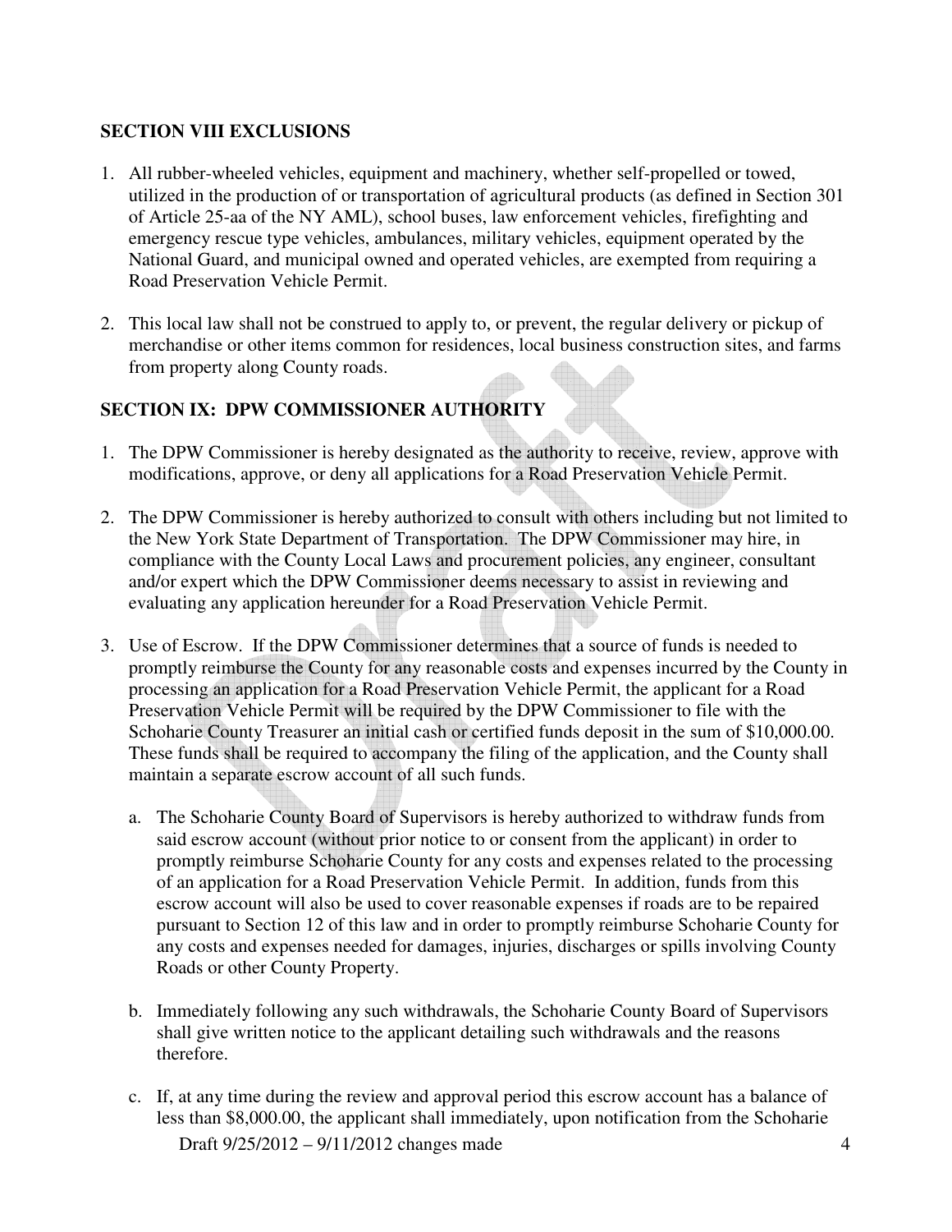## SECTION VIII EXCLUSIONS

1. All rubber-wheeled vehicles, equipment and machinery, whether self-propelled or towed, utilized in the production of or transportation of agricultural products (as defined in Section 301 of Article 25-aa of the NY AML), school buses, law enforcement vehicles, firefighting and emergency rescue type vehicles, ambulances, military vehicles, equipment operated by the National Guard, and municipal owned and operated vehicles, are exempted from requiring a Road Preservation Vehicle Permit.

2. This local law shall not be construed to apply to, or prevent, the regular delivery or pickup of merchandise or other items common for residences, local business construction sites, and farms from property along County roads.

## SECTION IX: DPW COMMISSIONER AUTHORITY

1. The DPW Commissioner is hereby designated as the authority to receive, review, approve with modifications, approve, or deny all applications for a Road Preservation Vehicle Permit.

2. The DPW Commissioner is hereby authorized to consult with others including but not limited to the New York State Department of Transportation. The DPW Commissioner may hire, in compliance with the County Local Laws and procurement policies, any engineer, consultant and/or expert which the DPW Commissioner deems necessary to assist in reviewing and evaluating any application hereunder for a Road Preservation Vehicle Permit.

3. Use of Escrow. If the DPW Commissioner determines that a source of funds is needed to promptly reimburse the County for any reasonable costs and expenses incurred by the County in processing an application for a Road Preservation Vehicle Permit, the applicant for a Road Preservation Vehicle Permit will be required by the DPW Commissioner to file with the Schoharie County Treasurer an initial cash or certified funds deposit in the sum of $10,000.00. These funds shall be required to accompany the filing of the application, and the County shall maintain a separate escrow account of all such funds.

   a. The Schoharie County Board of Supervisors is hereby authorized to withdraw funds from said escrow account (without prior notice to or consent from the applicant) in order to promptly reimburse Schoharie County for any costs and expenses related to the processing of an application for a Road Preservation Vehicle Permit. In addition, funds from this escrow account will also be used to cover reasonable expenses if roads are to be repaired pursuant to Section 12 of this law and in order to promptly reimburse Schoharie County for any costs and expenses needed for damages, injuries, discharges or spills involving County Roads or other County Property.

   b. Immediately following any such withdrawals, the Schoharie County Board of Supervisors shall give written notice to the applicant detailing such withdrawals and the reasons therefore.

   c. If, at any time during the review and approval period this escrow account has a balance of less than $8,000.00, the applicant shall immediately, upon notification from the Schoharie

Draft 9/25/2012 – 9/11/2012 changes made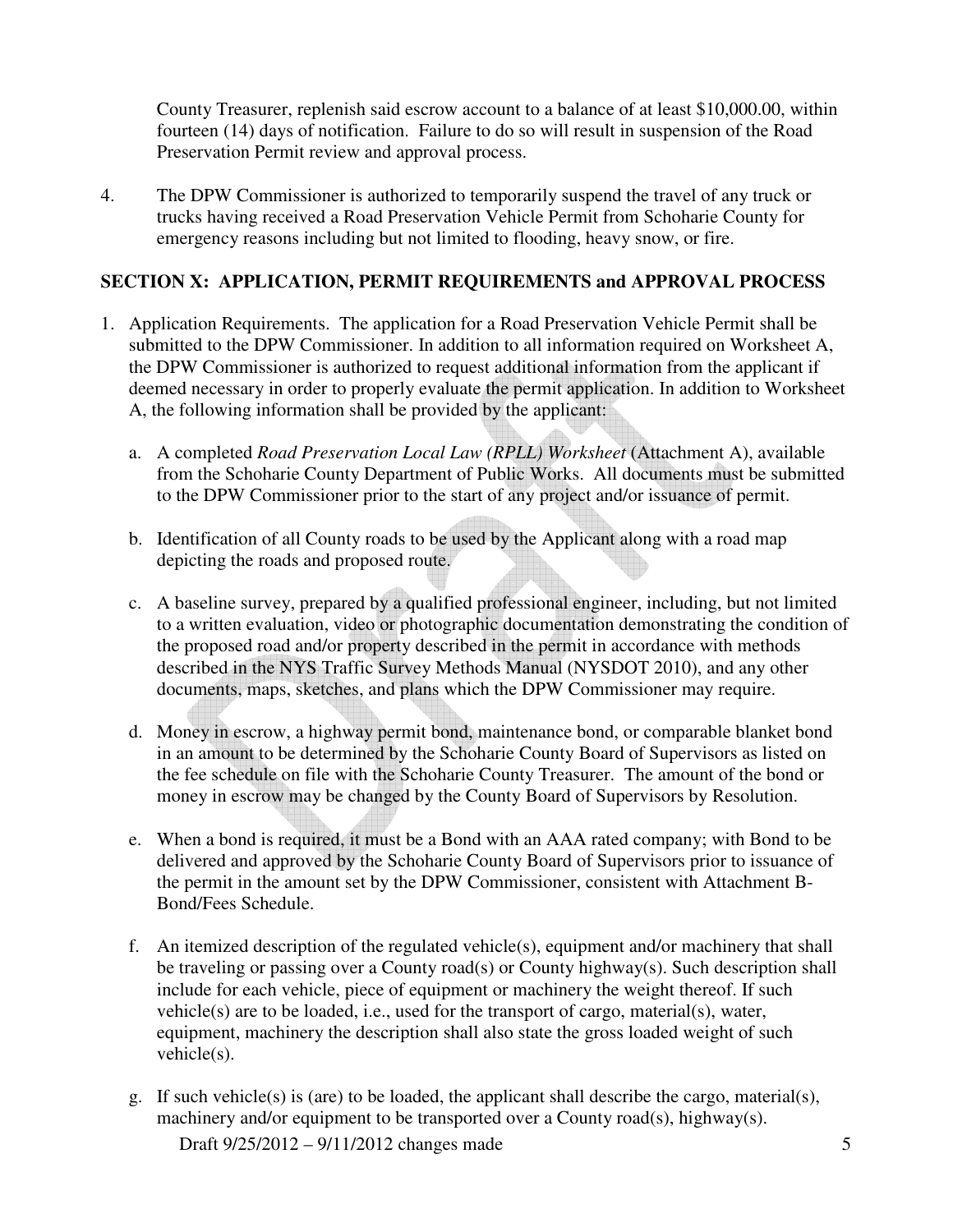County Treasurer, replenish said escrow account to a balance of at least $10,000.00, within fourteen (14) days of notification. Failure to do so will result in suspension of the Road Preservation Permit review and approval process.

4. The DPW Commissioner is authorized to temporarily suspend the travel of any truck or trucks having received a Road Preservation Vehicle Permit from Schoharie County for emergency reasons including but not limited to flooding, heavy snow, or fire.

## SECTION X: APPLICATION, PERMIT REQUIREMENTS and APPROVAL PROCESS

1. Application Requirements. The application for a Road Preservation Vehicle Permit shall be submitted to the DPW Commissioner. In addition to all information required on Worksheet A, the DPW Commissioner is authorized to request additional information from the applicant if deemed necessary in order to properly evaluate the permit application. In addition to Worksheet A, the following information shall be provided by the applicant:

   a. A completed *Road Preservation Local Law (RPLL) Worksheet* (Attachment A), available from the Schoharie County Department of Public Works. All documents must be submitted to the DPW Commissioner prior to the start of any project and/or issuance of permit.

   b. Identification of all County roads to be used by the Applicant along with a road map depicting the roads and proposed route.

   c. A baseline survey, prepared by a qualified professional engineer, including, but not limited to a written evaluation, video or photographic documentation demonstrating the condition of the proposed road and/or property described in the permit in accordance with methods described in the NYS Traffic Survey Methods Manual (NYSDOT 2010), and any other documents, maps, sketches, and plans which the DPW Commissioner may require.

   d. Money in escrow, a highway permit bond, maintenance bond, or comparable blanket bond in an amount to be determined by the Schoharie County Board of Supervisors as listed on the fee schedule on file with the Schoharie County Treasurer. The amount of the bond or money in escrow may be changed by the County Board of Supervisors by Resolution.

   e. When a bond is required, it must be a Bond with an AAA rated company; with Bond to be delivered and approved by the Schoharie County Board of Supervisors prior to issuance of the permit in the amount set by the DPW Commissioner, consistent with Attachment B-Bond/Fees Schedule.

   f. An itemized description of the regulated vehicle(s), equipment and/or machinery that shall be traveling or passing over a County road(s) or County highway(s). Such description shall include for each vehicle, piece of equipment or machinery the weight thereof. If such vehicle(s) are to be loaded, i.e., used for the transport of cargo, material(s), water, equipment, machinery the description shall also state the gross loaded weight of such vehicle(s).

   g. If such vehicle(s) is (are) to be loaded, the applicant shall describe the cargo, material(s), machinery and/or equipment to be transported over a County road(s), highway(s).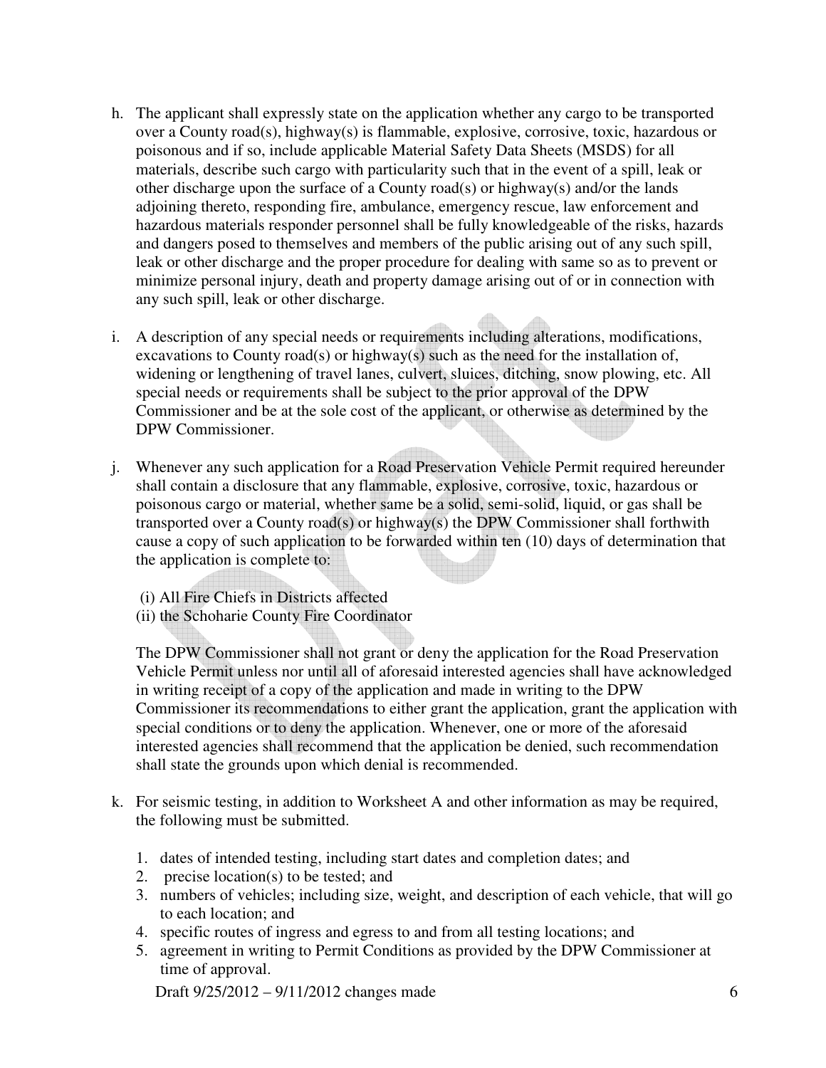h. The applicant shall expressly state on the application whether any cargo to be transported over a County road(s), highway(s) is flammable, explosive, corrosive, toxic, hazardous or poisonous and if so, include applicable Material Safety Data Sheets (MSDS) for all materials, describe such cargo with particularity such that in the event of a spill, leak or other discharge upon the surface of a County road(s) or highway(s) and/or the lands adjoining thereto, responding fire, ambulance, emergency rescue, law enforcement and hazardous materials responder personnel shall be fully knowledgeable of the risks, hazards and dangers posed to themselves and members of the public arising out of any such spill, leak or other discharge and the proper procedure for dealing with same so as to prevent or minimize personal injury, death and property damage arising out of or in connection with any such spill, leak or other discharge.

i. A description of any special needs or requirements including alterations, modifications, excavations to County road(s) or highway(s) such as the need for the installation of, widening or lengthening of travel lanes, culvert, sluices, ditching, snow plowing, etc. All special needs or requirements shall be subject to the prior approval of the DPW Commissioner and be at the sole cost of the applicant, or otherwise as determined by the DPW Commissioner.

j. Whenever any such application for a Road Preservation Vehicle Permit required hereunder shall contain a disclosure that any flammable, explosive, corrosive, toxic, hazardous or poisonous cargo or material, whether same be a solid, semi-solid, liquid, or gas shall be transported over a County road(s) or highway(s) the DPW Commissioner shall forthwith cause a copy of such application to be forwarded within ten (10) days of determination that the application is complete to:

   (i) All Fire Chiefs in Districts affected
   (ii) the Schoharie County Fire Coordinator

   The DPW Commissioner shall not grant or deny the application for the Road Preservation Vehicle Permit unless nor until all of aforesaid interested agencies shall have acknowledged in writing receipt of a copy of the application and made in writing to the DPW Commissioner its recommendations to either grant the application, grant the application with special conditions or to deny the application. Whenever, one or more of the aforesaid interested agencies shall recommend that the application be denied, such recommendation shall state the grounds upon which denial is recommended.

k. For seismic testing, in addition to Worksheet A and other information as may be required, the following must be submitted.

   1. dates of intended testing, including start dates and completion dates; and
   2. precise location(s) to be tested; and
   3. numbers of vehicles; including size, weight, and description of each vehicle, that will go to each location; and
   4. specific routes of ingress and egress to and from all testing locations; and
   5. agreement in writing to Permit Conditions as provided by the DPW Commissioner at time of approval.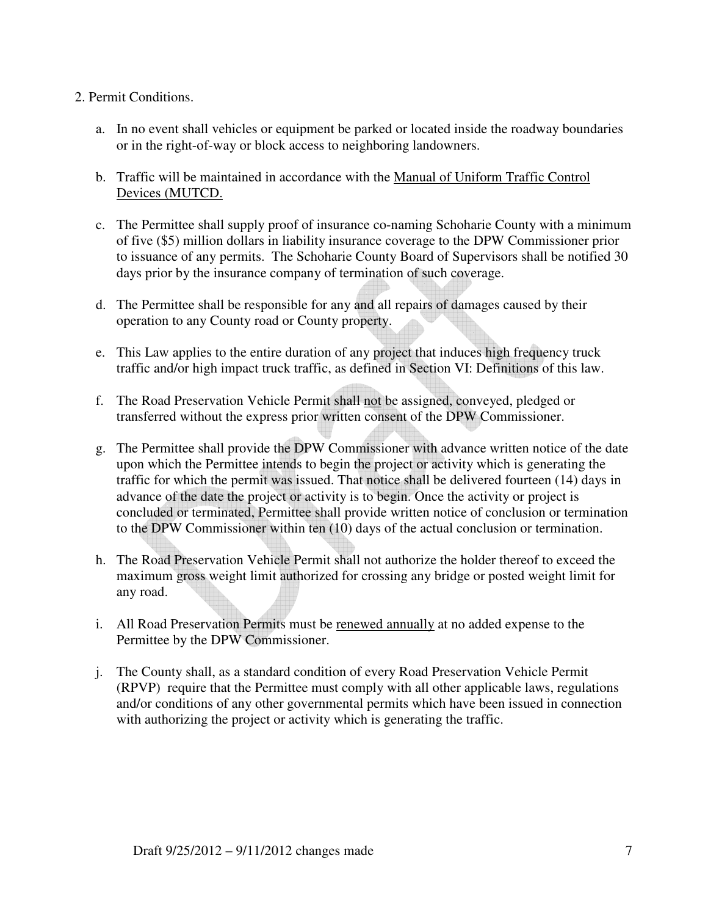2. Permit Conditions.

a. In no event shall vehicles or equipment be parked or located inside the roadway boundaries or in the right-of-way or block access to neighboring landowners.

b. Traffic will be maintained in accordance with the <u>Manual of Uniform Traffic Control Devices (MUTCD.</u>

c. The Permittee shall supply proof of insurance co-naming Schoharie County with a minimum of five ($5) million dollars in liability insurance coverage to the DPW Commissioner prior to issuance of any permits. The Schoharie County Board of Supervisors shall be notified 30 days prior by the insurance company of termination of such coverage.

d. The Permittee shall be responsible for any and all repairs of damages caused by their operation to any County road or County property.

e. This Law applies to the entire duration of any project that induces high frequency truck traffic and/or high impact truck traffic, as defined in Section VI: Definitions of this law.

f. The Road Preservation Vehicle Permit shall <u>not</u> be assigned, conveyed, pledged or transferred without the express prior written consent of the DPW Commissioner.

g. The Permittee shall provide the DPW Commissioner with advance written notice of the date upon which the Permittee intends to begin the project or activity which is generating the traffic for which the permit was issued. That notice shall be delivered fourteen (14) days in advance of the date the project or activity is to begin. Once the activity or project is concluded or terminated, Permittee shall provide written notice of conclusion or termination to the DPW Commissioner within ten (10) days of the actual conclusion or termination.

h. The Road Preservation Vehicle Permit shall not authorize the holder thereof to exceed the maximum gross weight limit authorized for crossing any bridge or posted weight limit for any road.

i. All Road Preservation Permits must be <u>renewed annually</u> at no added expense to the Permittee by the DPW Commissioner.

j. The County shall, as a standard condition of every Road Preservation Vehicle Permit (RPVP) require that the Permittee must comply with all other applicable laws, regulations and/or conditions of any other governmental permits which have been issued in connection with authorizing the project or activity which is generating the traffic.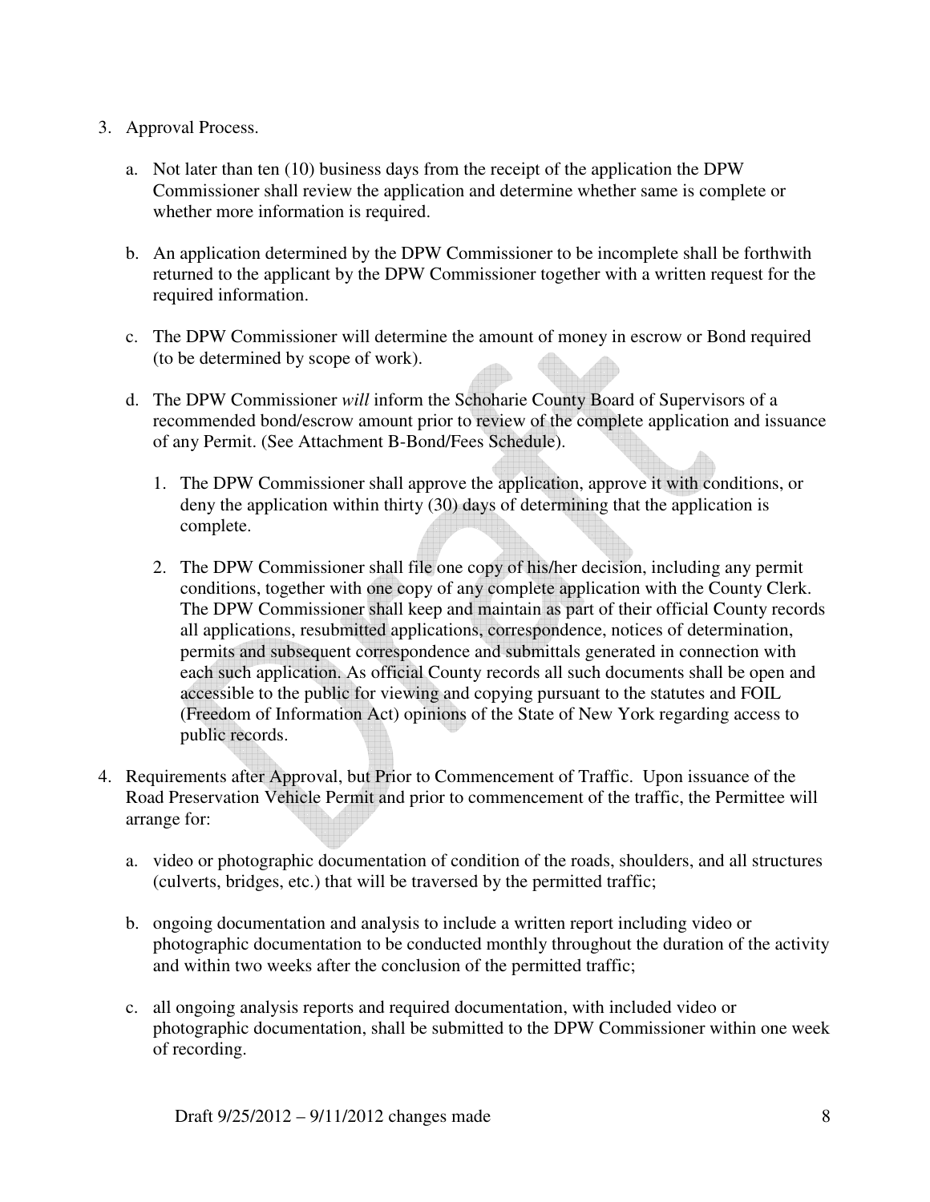3. Approval Process.

   a. Not later than ten (10) business days from the receipt of the application the DPW Commissioner shall review the application and determine whether same is complete or whether more information is required.

   b. An application determined by the DPW Commissioner to be incomplete shall be forthwith returned to the applicant by the DPW Commissioner together with a written request for the required information.

   c. The DPW Commissioner will determine the amount of money in escrow or Bond required (to be determined by scope of work).

   d. The DPW Commissioner *will* inform the Schoharie County Board of Supervisors of a recommended bond/escrow amount prior to review of the complete application and issuance of any Permit. (See Attachment B-Bond/Fees Schedule).

      1. The DPW Commissioner shall approve the application, approve it with conditions, or deny the application within thirty (30) days of determining that the application is complete.

      2. The DPW Commissioner shall file one copy of his/her decision, including any permit conditions, together with one copy of any complete application with the County Clerk. The DPW Commissioner shall keep and maintain as part of their official County records all applications, resubmitted applications, correspondence, notices of determination, permits and subsequent correspondence and submittals generated in connection with each such application. As official County records all such documents shall be open and accessible to the public for viewing and copying pursuant to the statutes and FOIL (Freedom of Information Act) opinions of the State of New York regarding access to public records.

4. Requirements after Approval, but Prior to Commencement of Traffic. Upon issuance of the Road Preservation Vehicle Permit and prior to commencement of the traffic, the Permittee will arrange for:

   a. video or photographic documentation of condition of the roads, shoulders, and all structures (culverts, bridges, etc.) that will be traversed by the permitted traffic;

   b. ongoing documentation and analysis to include a written report including video or photographic documentation to be conducted monthly throughout the duration of the activity and within two weeks after the conclusion of the permitted traffic;

   c. all ongoing analysis reports and required documentation, with included video or photographic documentation, shall be submitted to the DPW Commissioner within one week of recording.

Draft 9/25/2012 – 9/11/2012 changes made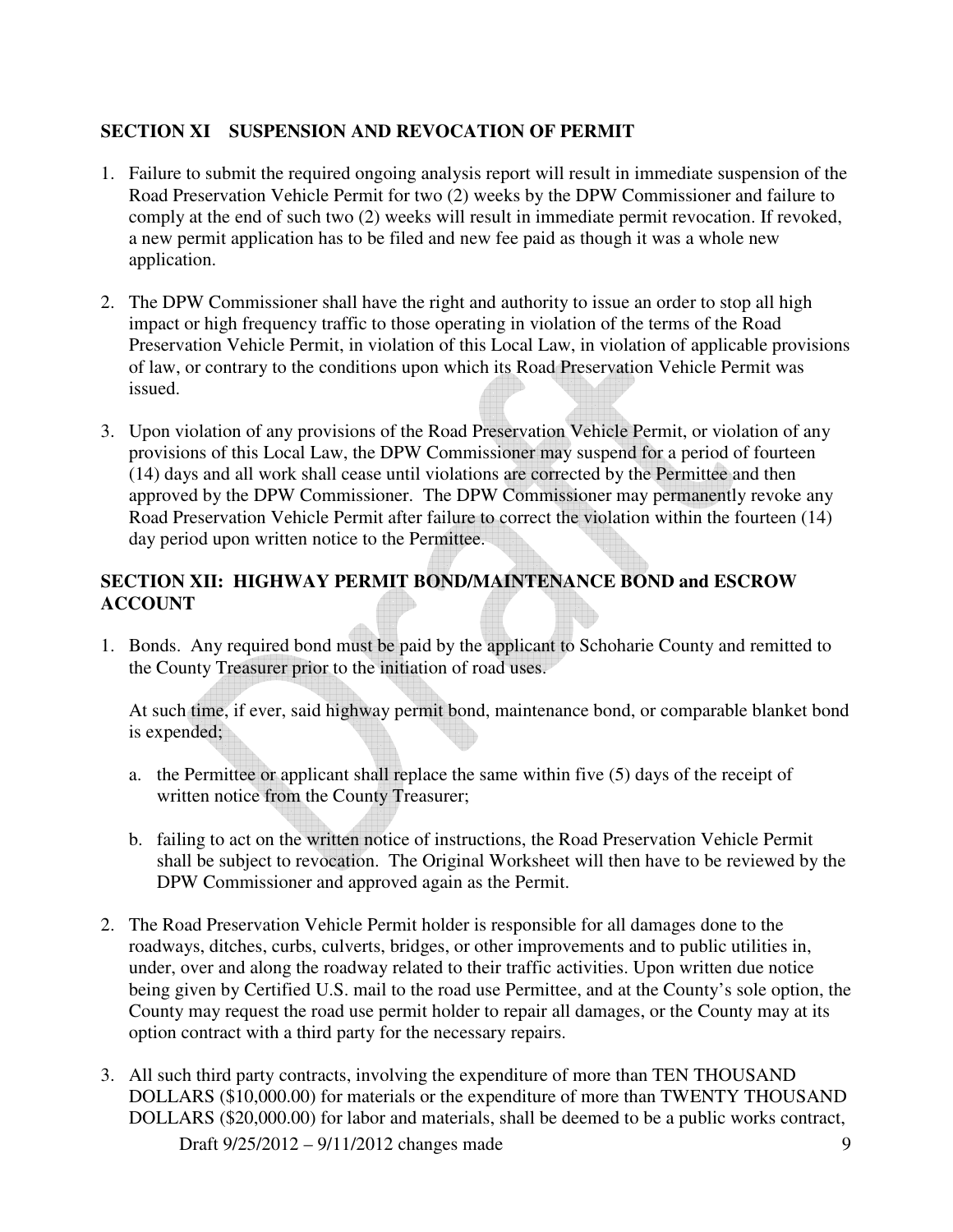## SECTION XI SUSPENSION AND REVOCATION OF PERMIT

1. Failure to submit the required ongoing analysis report will result in immediate suspension of the Road Preservation Vehicle Permit for two (2) weeks by the DPW Commissioner and failure to comply at the end of such two (2) weeks will result in immediate permit revocation. If revoked, a new permit application has to be filed and new fee paid as though it was a whole new application.

2. The DPW Commissioner shall have the right and authority to issue an order to stop all high impact or high frequency traffic to those operating in violation of the terms of the Road Preservation Vehicle Permit, in violation of this Local Law, in violation of applicable provisions of law, or contrary to the conditions upon which its Road Preservation Vehicle Permit was issued.

3. Upon violation of any provisions of the Road Preservation Vehicle Permit, or violation of any provisions of this Local Law, the DPW Commissioner may suspend for a period of fourteen (14) days and all work shall cease until violations are corrected by the Permittee and then approved by the DPW Commissioner. The DPW Commissioner may permanently revoke any Road Preservation Vehicle Permit after failure to correct the violation within the fourteen (14) day period upon written notice to the Permittee.

## SECTION XII: HIGHWAY PERMIT BOND/MAINTENANCE BOND and ESCROW ACCOUNT

1. Bonds. Any required bond must be paid by the applicant to Schoharie County and remitted to the County Treasurer prior to the initiation of road uses.

   At such time, if ever, said highway permit bond, maintenance bond, or comparable blanket bond is expended;

   a. the Permittee or applicant shall replace the same within five (5) days of the receipt of written notice from the County Treasurer;

   b. failing to act on the written notice of instructions, the Road Preservation Vehicle Permit shall be subject to revocation. The Original Worksheet will then have to be reviewed by the DPW Commissioner and approved again as the Permit.

2. The Road Preservation Vehicle Permit holder is responsible for all damages done to the roadways, ditches, curbs, culverts, bridges, or other improvements and to public utilities in, under, over and along the roadway related to their traffic activities. Upon written due notice being given by Certified U.S. mail to the road use Permittee, and at the County's sole option, the County may request the road use permit holder to repair all damages, or the County may at its option contract with a third party for the necessary repairs.

3. All such third party contracts, involving the expenditure of more than TEN THOUSAND DOLLARS ($10,000.00) for materials or the expenditure of more than TWENTY THOUSAND DOLLARS ($20,000.00) for labor and materials, shall be deemed to be a public works contract,

Draft 9/25/2012 – 9/11/2012 changes made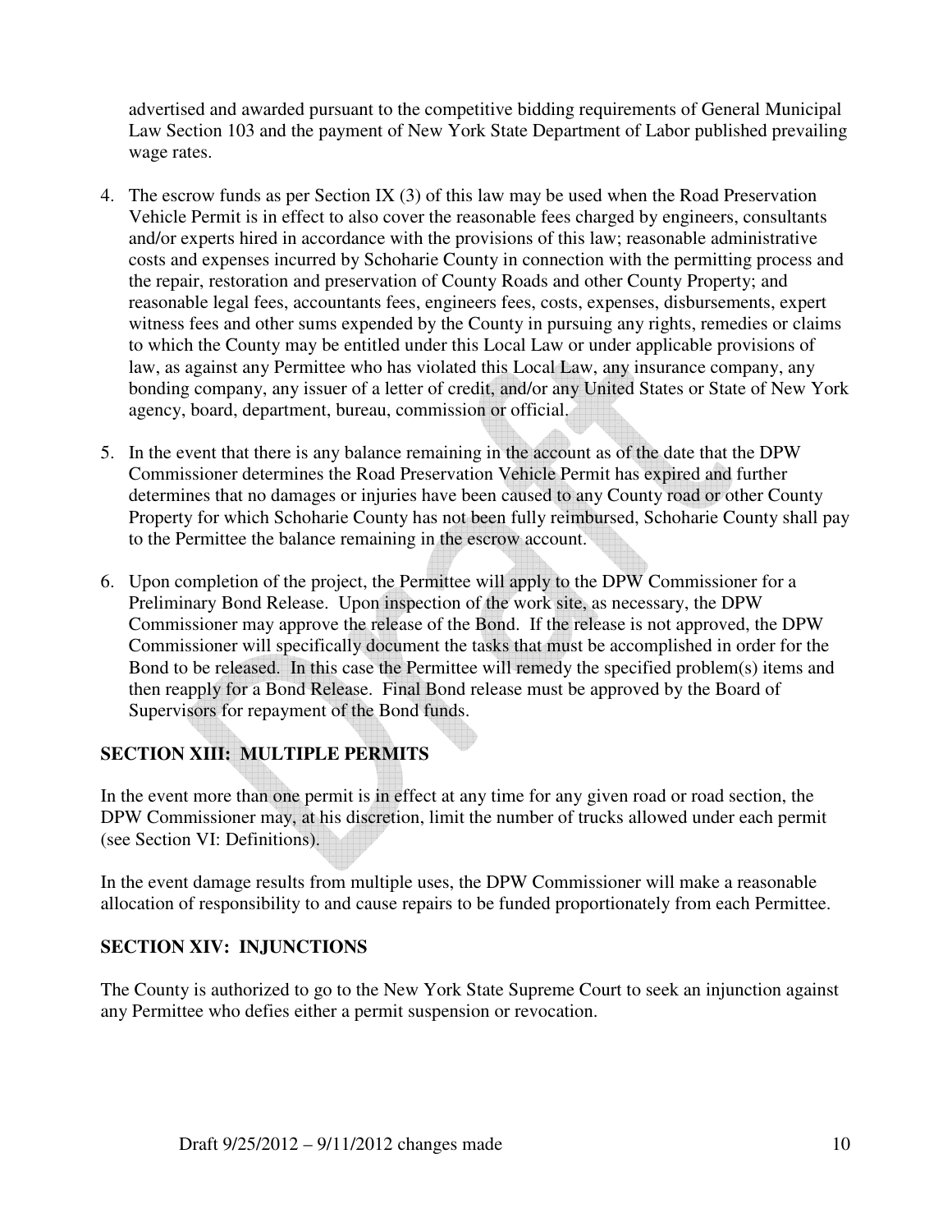advertised and awarded pursuant to the competitive bidding requirements of General Municipal Law Section 103 and the payment of New York State Department of Labor published prevailing wage rates.

4. The escrow funds as per Section IX (3) of this law may be used when the Road Preservation Vehicle Permit is in effect to also cover the reasonable fees charged by engineers, consultants and/or experts hired in accordance with the provisions of this law; reasonable administrative costs and expenses incurred by Schoharie County in connection with the permitting process and the repair, restoration and preservation of County Roads and other County Property; and reasonable legal fees, accountants fees, engineers fees, costs, expenses, disbursements, expert witness fees and other sums expended by the County in pursuing any rights, remedies or claims to which the County may be entitled under this Local Law or under applicable provisions of law, as against any Permittee who has violated this Local Law, any insurance company, any bonding company, any issuer of a letter of credit, and/or any United States or State of New York agency, board, department, bureau, commission or official.
5. In the event that there is any balance remaining in the account as of the date that the DPW Commissioner determines the Road Preservation Vehicle Permit has expired and further determines that no damages or injuries have been caused to any County road or other County Property for which Schoharie County has not been fully reimbursed, Schoharie County shall pay to the Permittee the balance remaining in the escrow account.
6. Upon completion of the project, the Permittee will apply to the DPW Commissioner for a Preliminary Bond Release. Upon inspection of the work site, as necessary, the DPW Commissioner may approve the release of the Bond. If the release is not approved, the DPW Commissioner will specifically document the tasks that must be accomplished in order for the Bond to be released. In this case the Permittee will remedy the specified problem(s) items and then reapply for a Bond Release. Final Bond release must be approved by the Board of Supervisors for repayment of the Bond funds.

## SECTION XIII: MULTIPLE PERMITS

In the event more than one permit is in effect at any time for any given road or road section, the DPW Commissioner may, at his discretion, limit the number of trucks allowed under each permit (see Section VI: Definitions).

In the event damage results from multiple uses, the DPW Commissioner will make a reasonable allocation of responsibility to and cause repairs to be funded proportionately from each Permittee.

## SECTION XIV: INJUNCTIONS

The County is authorized to go to the New York State Supreme Court to seek an injunction against any Permittee who defies either a permit suspension or revocation.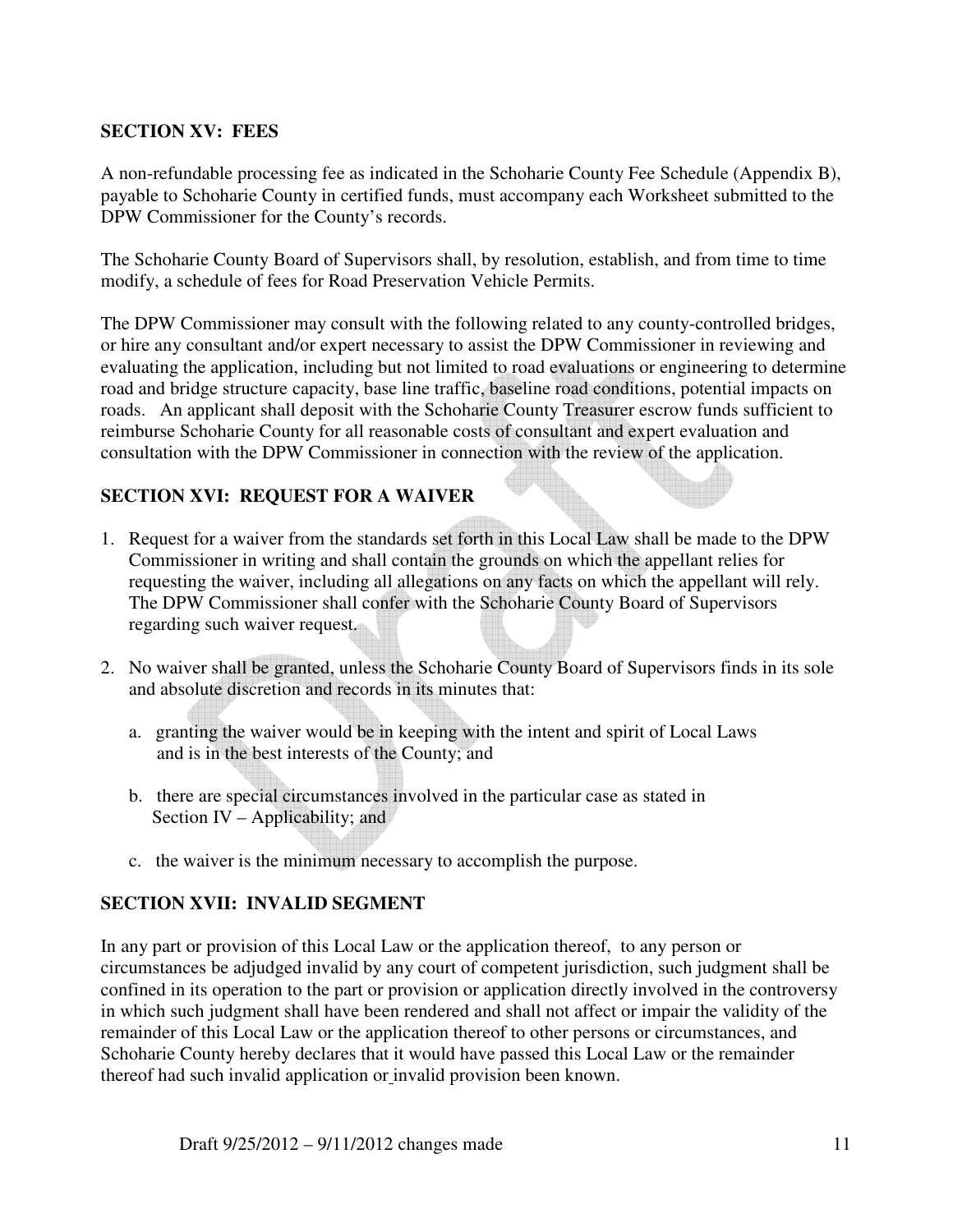## SECTION XV: FEES

A non-refundable processing fee as indicated in the Schoharie County Fee Schedule (Appendix B), payable to Schoharie County in certified funds, must accompany each Worksheet submitted to the DPW Commissioner for the County's records.

The Schoharie County Board of Supervisors shall, by resolution, establish, and from time to time modify, a schedule of fees for Road Preservation Vehicle Permits.

The DPW Commissioner may consult with the following related to any county-controlled bridges, or hire any consultant and/or expert necessary to assist the DPW Commissioner in reviewing and evaluating the application, including but not limited to road evaluations or engineering to determine road and bridge structure capacity, base line traffic, baseline road conditions, potential impacts on roads. An applicant shall deposit with the Schoharie County Treasurer escrow funds sufficient to reimburse Schoharie County for all reasonable costs of consultant and expert evaluation and consultation with the DPW Commissioner in connection with the review of the application.

## SECTION XVI: REQUEST FOR A WAIVER

1. Request for a waiver from the standards set forth in this Local Law shall be made to the DPW Commissioner in writing and shall contain the grounds on which the appellant relies for requesting the waiver, including all allegations on any facts on which the appellant will rely. The DPW Commissioner shall confer with the Schoharie County Board of Supervisors regarding such waiver request.

2. No waiver shall be granted, unless the Schoharie County Board of Supervisors finds in its sole and absolute discretion and records in its minutes that:

   a. granting the waiver would be in keeping with the intent and spirit of Local Laws and is in the best interests of the County; and

   b. there are special circumstances involved in the particular case as stated in Section IV – Applicability; and

   c. the waiver is the minimum necessary to accomplish the purpose.

## SECTION XVII: INVALID SEGMENT

In any part or provision of this Local Law or the application thereof, to any person or circumstances be adjudged invalid by any court of competent jurisdiction, such judgment shall be confined in its operation to the part or provision or application directly involved in the controversy in which such judgment shall have been rendered and shall not affect or impair the validity of the remainder of this Local Law or the application thereof to other persons or circumstances, and Schoharie County hereby declares that it would have passed this Local Law or the remainder thereof had such invalid application or invalid provision been known.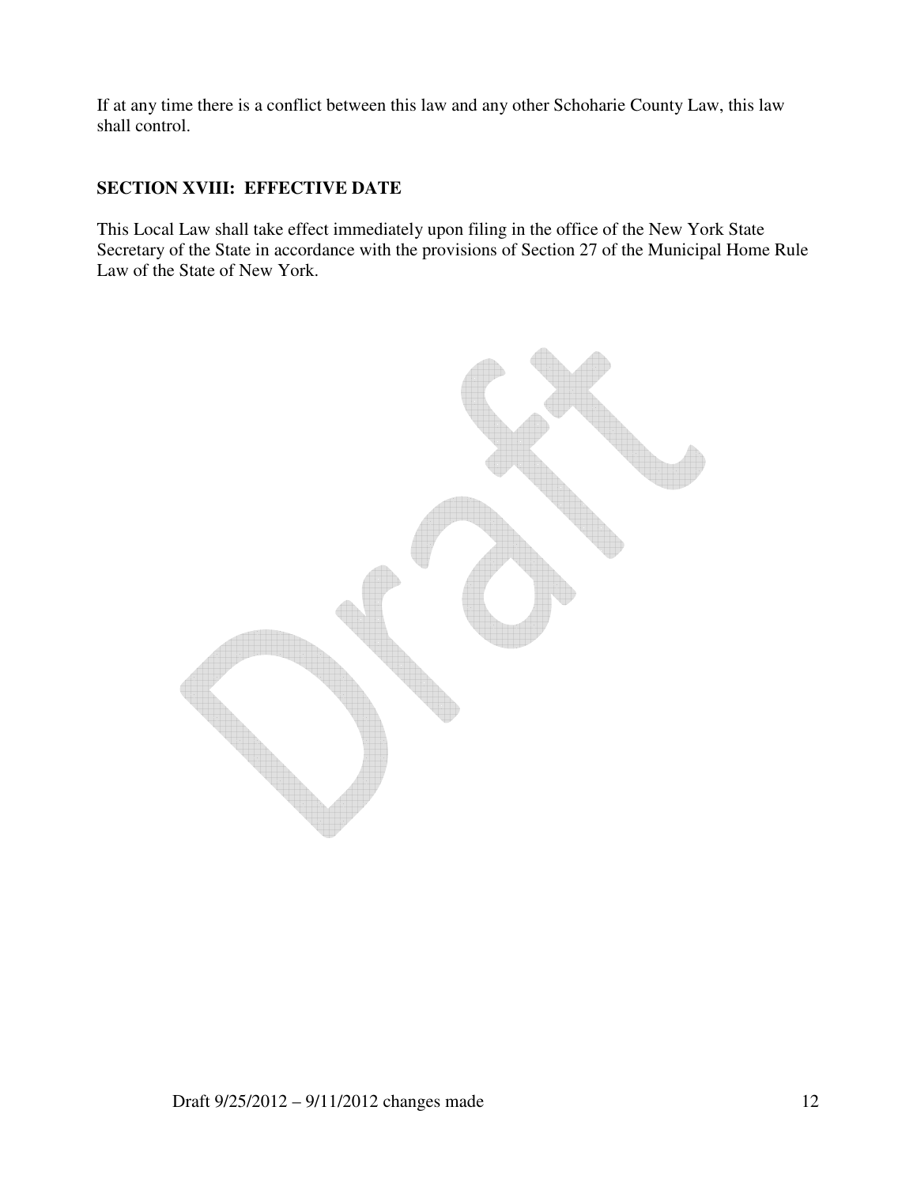If at any time there is a conflict between this law and any other Schoharie County Law, this law shall control.

### SECTION XVIII: EFFECTIVE DATE

This Local Law shall take effect immediately upon filing in the office of the New York State Secretary of the State in accordance with the provisions of Section 27 of the Municipal Home Rule Law of the State of New York.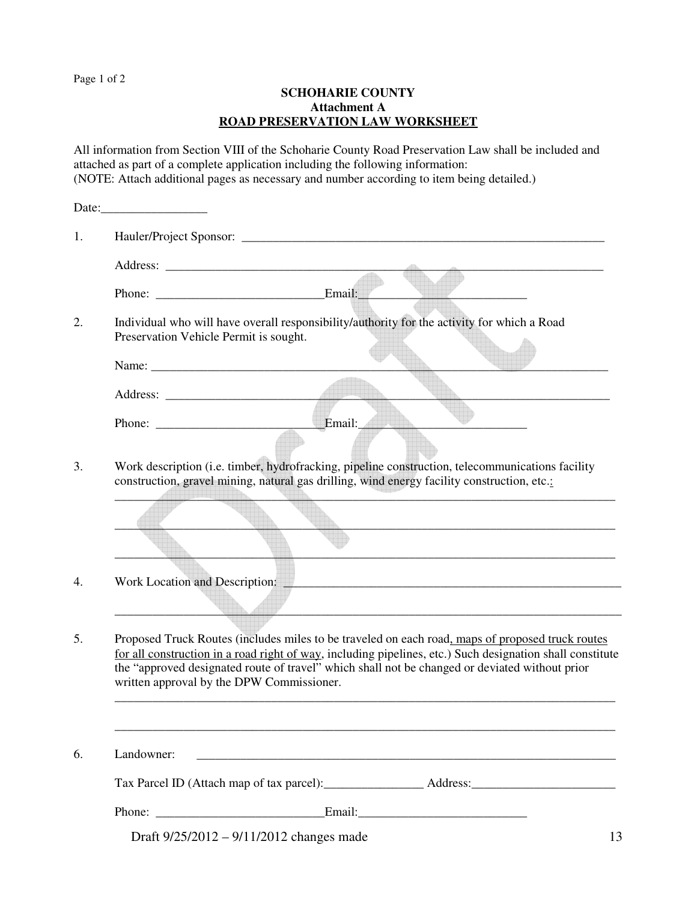**SCHOHARIE COUNTY**
**Attachment A**
**ROAD PRESERVATION LAW WORKSHEET**

All information from Section VIII of the Schoharie County Road Preservation Law shall be included and attached as part of a complete application including the following information:
(NOTE: Attach additional pages as necessary and number according to item being detailed.)

Date:_________________

1. Hauler/Project Sponsor: _____________________________________________________________

   Address: __________________________________________________________________________

   Phone: ___________________________Email:___________________________

2. Individual who will have overall responsibility/authority for the activity for which a Road Preservation Vehicle Permit is sought.

   Name: ____________________________________________________________________________

   Address: __________________________________________________________________________

   Phone: ___________________________Email:___________________________

3. Work description (i.e. timber, hydrofracking, pipeline construction, telecommunications facility construction, gravel mining, natural gas drilling, wind energy facility construction, etc.:

   ________________________________________________________________________________

   ________________________________________________________________________________

   ________________________________________________________________________________

4. Work Location and Description: ________________________________________________________

   ________________________________________________________________________________

5. Proposed Truck Routes (includes miles to be traveled on each road, maps of proposed truck routes for all construction in a road right of way, including pipelines, etc.) Such designation shall constitute the "approved designated route of travel" which shall not be changed or deviated without prior written approval by the DPW Commissioner.

   ________________________________________________________________________________

   ________________________________________________________________________________

6. Landowner: ________________________________________________________________________

   Tax Parcel ID (Attach map of tax parcel):________________ Address:_______________________

   Phone: ___________________________Email:___________________________

Draft 9/25/2012 – 9/11/2012 changes made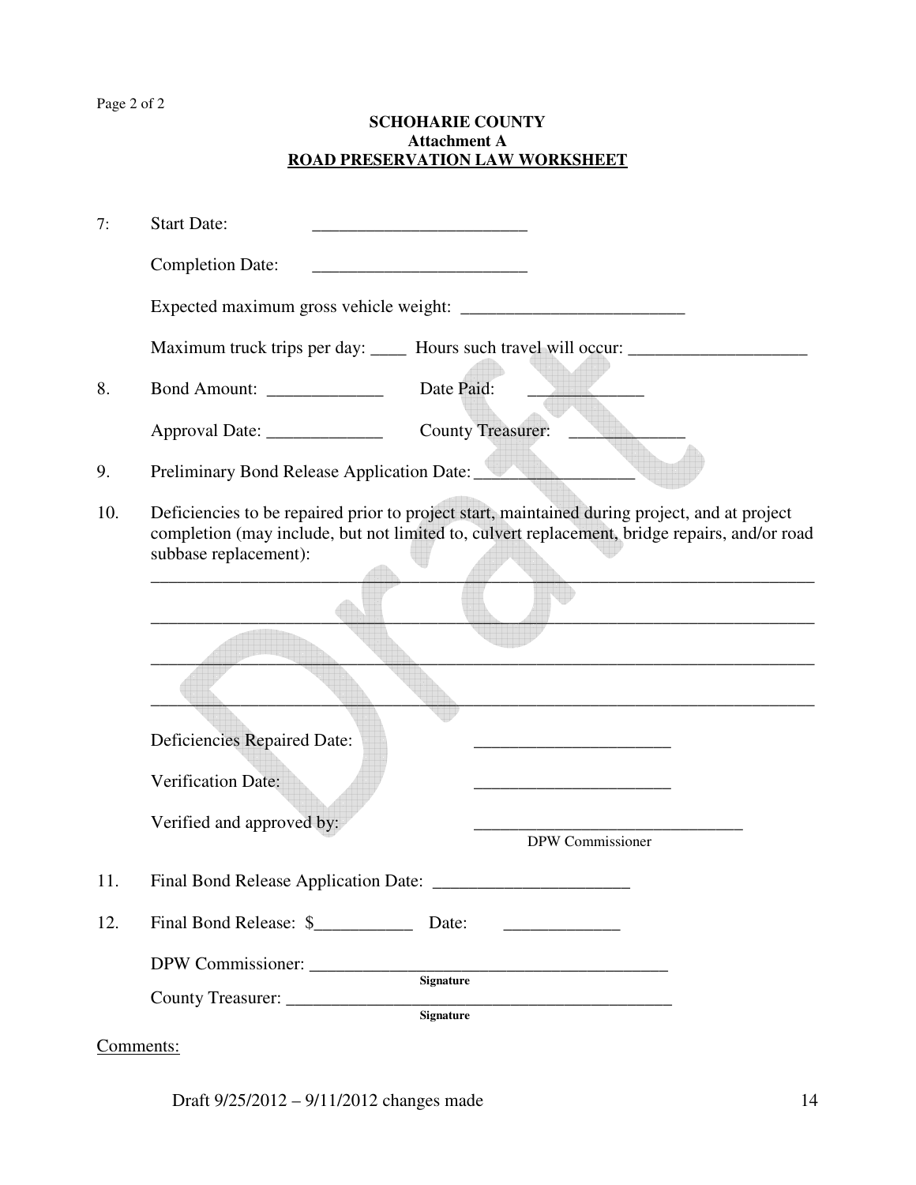**SCHOHARIE COUNTY**
**Attachment A**
**ROAD PRESERVATION LAW WORKSHEET**

7: Start Date: ________________________

Completion Date: ________________________

Expected maximum gross vehicle weight: _________________________

Maximum truck trips per day: ____ Hours such travel will occur: ____________________

8. Bond Amount: _____________ Date Paid: _____________

Approval Date: _____________ County Treasurer: _____________

9. Preliminary Bond Release Application Date: __________________

10. Deficiencies to be repaired prior to project start, maintained during project, and at project completion (may include, but not limited to, culvert replacement, bridge repairs, and/or road subbase replacement):

___________________________________________________________________________

___________________________________________________________________________

___________________________________________________________________________

___________________________________________________________________________

Deficiencies Repaired Date: ______________________

Verification Date: ______________________

Verified and approved by: ______________________________
DPW Commissioner

11. Final Bond Release Application Date: ______________________

12. Final Bond Release: $___________ Date: _____________

DPW Commissioner: _________________________________________
**Signature**

County Treasurer: ____________________________________________
**Signature**

Comments:

Draft 9/25/2012 – 9/11/2012 changes made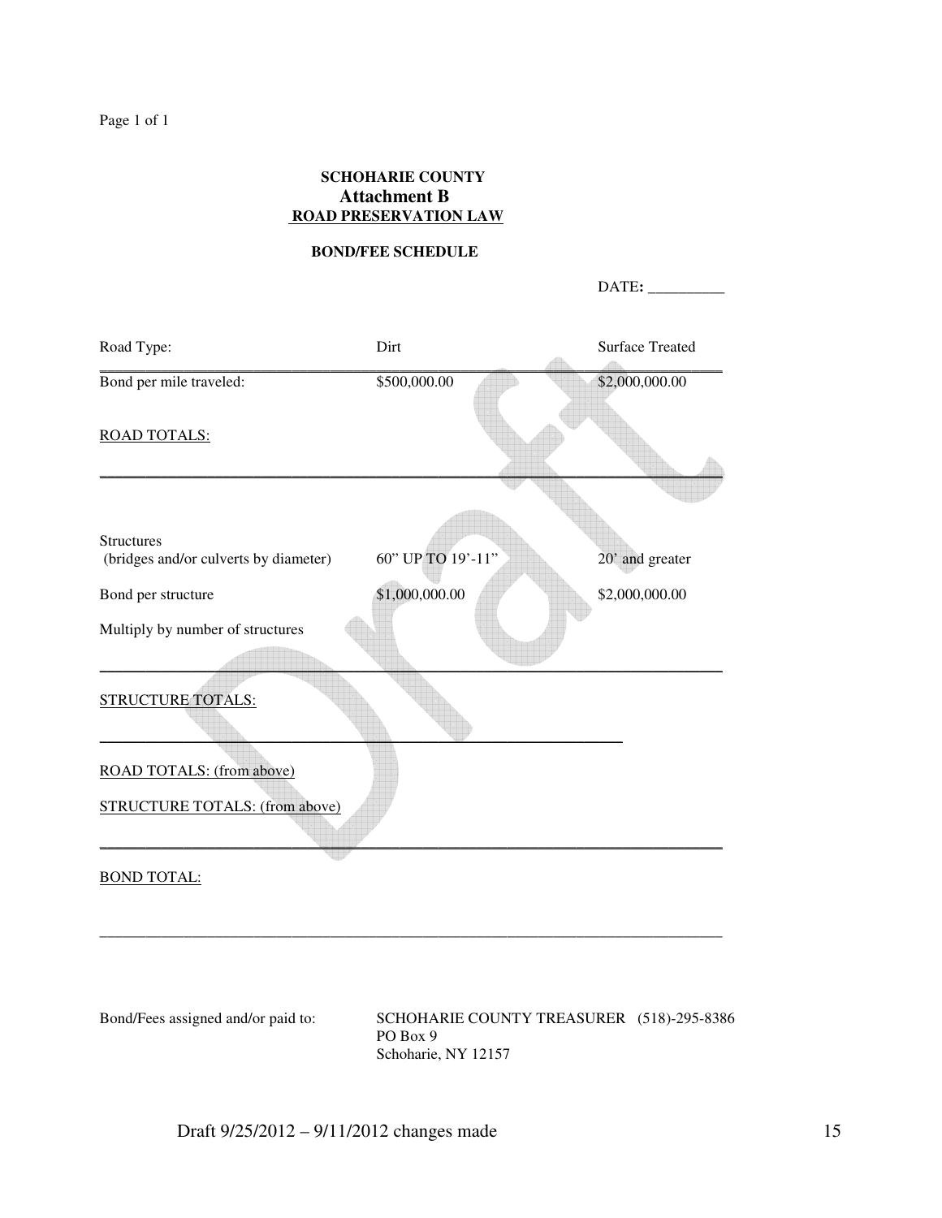**SCHOHARIE COUNTY**
**Attachment B**
**ROAD PRESERVATION LAW**

**BOND/FEE SCHEDULE**

DATE: __________

| Road Type: | Dirt | Surface Treated |
|---|---|---|
| Bond per mile traveled: | $500,000.00 | $2,000,000.00 |

ROAD TOTALS:

______________________________________________________________________________

| Structures (bridges and/or culverts by diameter) | 60" UP TO 19'-11" | 20' and greater |
|---|---|---|
| Bond per structure | $1,000,000.00 | $2,000,000.00 |
| Multiply by number of structures | | |

______________________________________________________________________________

STRUCTURE TOTALS:

______________________________________________________________________________

ROAD TOTALS: (from above)

STRUCTURE TOTALS: (from above)

______________________________________________________________________________

BOND TOTAL:

______________________________________________________________________________

Bond/Fees assigned and/or paid to: SCHOHARIE COUNTY TREASURER (518)-295-8386
PO Box 9
Schoharie, NY 12157

Draft 9/25/2012 – 9/11/2012 changes made